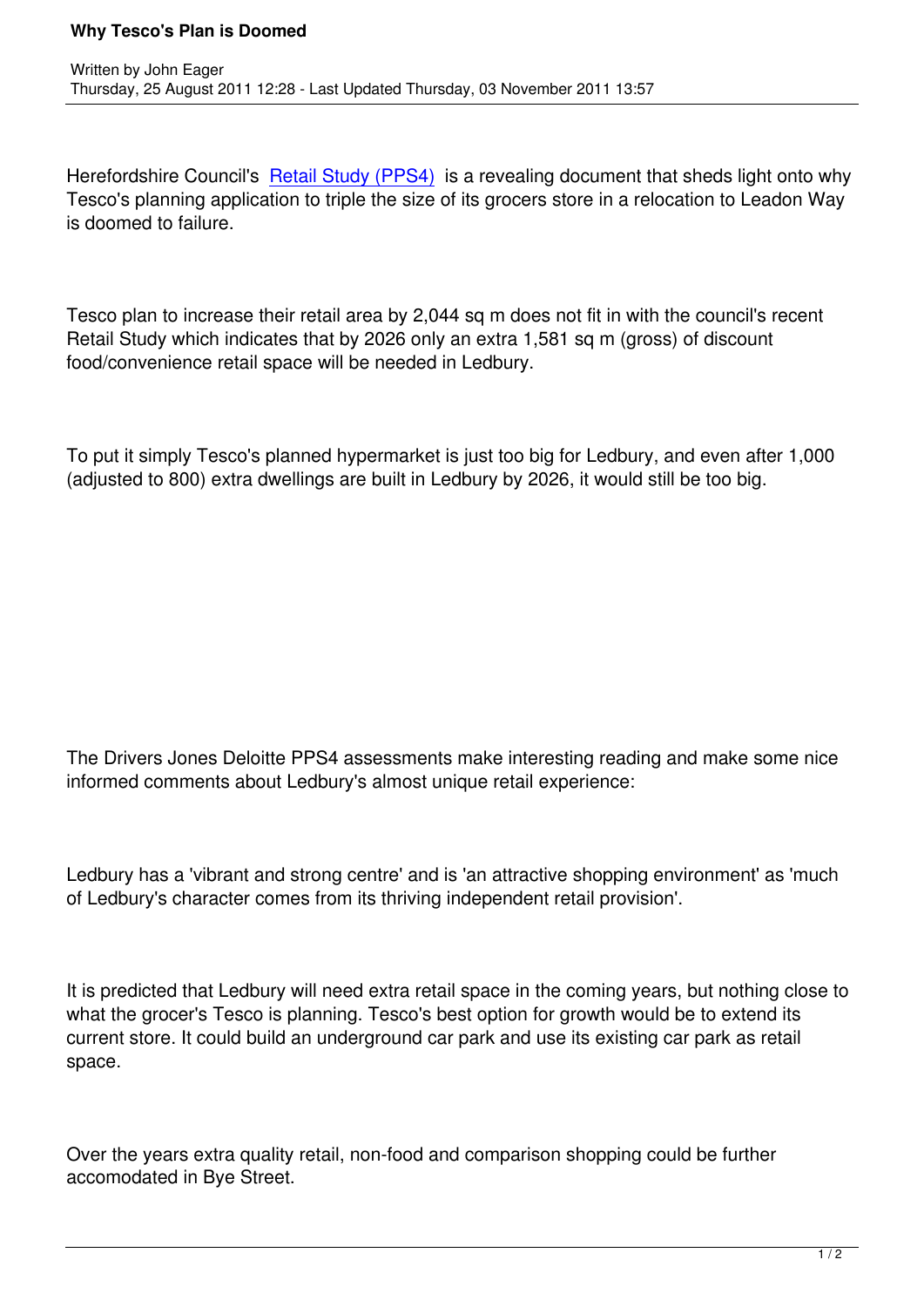# Why Tesco's Plan is Doomed

Written by John Eager
Thursday, 25 August 2011 12:28 - Last Updated Thursday, 03 November 2011 13:57

Herefordshire Council's Retail Study (PPS4) is a revealing document that sheds light onto why Tesco's planning application to triple the size of its grocers store in a relocation to Leadon Way is doomed to failure.

Tesco plan to increase their retail area by 2,044 sq m does not fit in with the council's recent Retail Study which indicates that by 2026 only an extra 1,581 sq m (gross) of discount food/convenience retail space will be needed in Ledbury.

To put it simply Tesco's planned hypermarket is just too big for Ledbury, and even after 1,000 (adjusted to 800) extra dwellings are built in Ledbury by 2026, it would still be too big.

The Drivers Jones Deloitte PPS4 assessments make interesting reading and make some nice informed comments about Ledbury's almost unique retail experience:

Ledbury has a 'vibrant and strong centre' and is 'an attractive shopping environment' as 'much of Ledbury's character comes from its thriving independent retail provision'.

It is predicted that Ledbury will need extra retail space in the coming years, but nothing close to what the grocer's Tesco is planning. Tesco's best option for growth would be to extend its current store. It could build an underground car park and use its existing car park as retail space.

Over the years extra quality retail, non-food and comparison shopping could be further accomodated in Bye Street.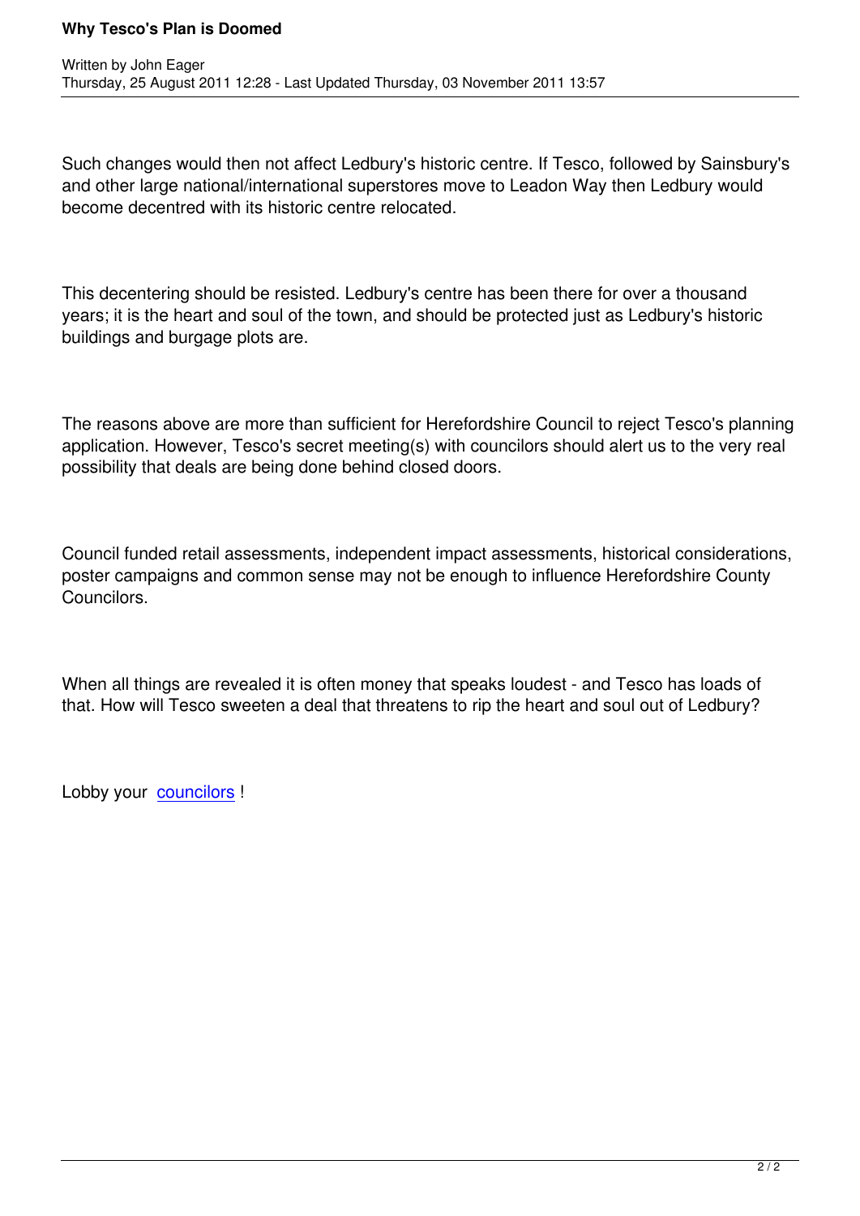Such changes would then not affect Ledbury's historic centre. If Tesco, followed by Sainsbury's and other large national/international superstores move to Leadon Way then Ledbury would become decentred with its historic centre relocated.

This decentering should be resisted. Ledbury's centre has been there for over a thousand years; it is the heart and soul of the town, and should be protected just as Ledbury's historic buildings and burgage plots are.

The reasons above are more than sufficient for Herefordshire Council to reject Tesco's planning application. However, Tesco's secret meeting(s) with councilors should alert us to the very real possibility that deals are being done behind closed doors.

Council funded retail assessments, independent impact assessments, historical considerations, poster campaigns and common sense may not be enough to influence Herefordshire County Councilors.

When all things are revealed it is often money that speaks loudest - and Tesco has loads of that. How will Tesco sweeten a deal that threatens to rip the heart and soul out of Ledbury?

Lobby your councilors !